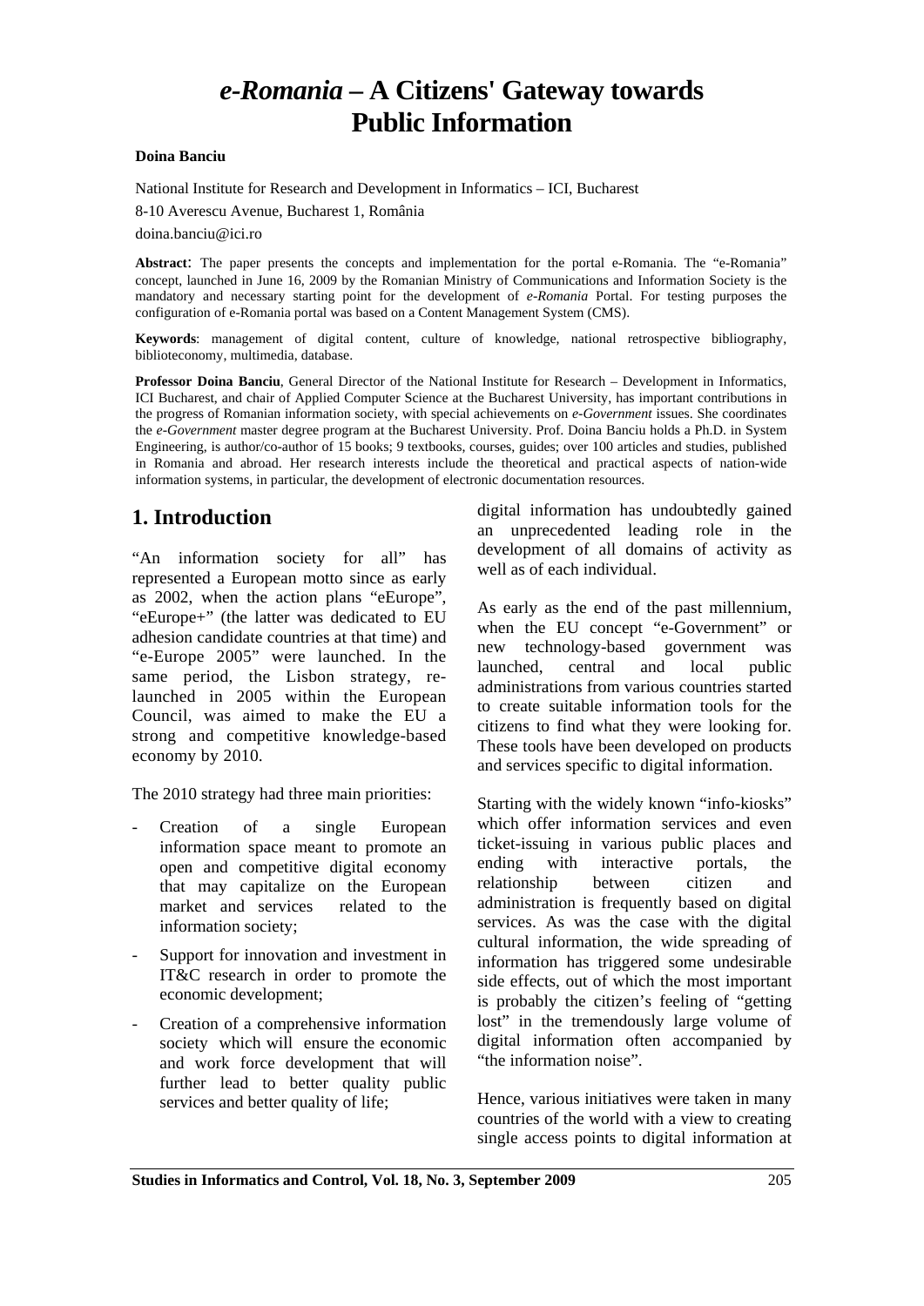# *e-Romania* – A Citizens' Gateway towards Public Information

**Doina Banciu**

National Institute for Research and Development in Informatics – ICI, Bucharest

8-10 Averescu Avenue, Bucharest 1, România

doina.banciu@ici.ro

**Abstract**: The paper presents the concepts and implementation for the portal e-Romania. The "e-Romania" concept, launched in June 16, 2009 by the Romanian Ministry of Communications and Information Society is the mandatory and necessary starting point for the development of *e-Romania* Portal. For testing purposes the configuration of e-Romania portal was based on a Content Management System (CMS).

**Keywords**: management of digital content, culture of knowledge, national retrospective bibliography, biblioteconomy, multimedia, database.

**Professor Doina Banciu**, General Director of the National Institute for Research – Development in Informatics, ICI Bucharest, and chair of Applied Computer Science at the Bucharest University, has important contributions in the progress of Romanian information society, with special achievements on *e-Government* issues. She coordinates the *e-Government* master degree program at the Bucharest University. Prof. Doina Banciu holds a Ph.D. in System Engineering, is author/co-author of 15 books; 9 textbooks, courses, guides; over 100 articles and studies, published in Romania and abroad. Her research interests include the theoretical and practical aspects of nation-wide information systems, in particular, the development of electronic documentation resources.

## 1. Introduction

"An information society for all" has represented a European motto since as early as 2002, when the action plans "eEurope", "eEurope+" (the latter was dedicated to EU adhesion candidate countries at that time) and "e-Europe 2005" were launched. In the same period, the Lisbon strategy, re-launched in 2005 within the European Council, was aimed to make the EU a strong and competitive knowledge-based economy by 2010.

The 2010 strategy had three main priorities:

- Creation of a single European information space meant to promote an open and competitive digital economy that may capitalize on the European market and services related to the information society;
- Support for innovation and investment in IT&C research in order to promote the economic development;
- Creation of a comprehensive information society which will ensure the economic and work force development that will further lead to better quality public services and better quality of life;

digital information has undoubtedly gained an unprecedented leading role in the development of all domains of activity as well as of each individual.

As early as the end of the past millennium, when the EU concept "e-Government" or new technology-based government was launched, central and local public administrations from various countries started to create suitable information tools for the citizens to find what they were looking for. These tools have been developed on products and services specific to digital information.

Starting with the widely known "info-kiosks" which offer information services and even ticket-issuing in various public places and ending with interactive portals, the relationship between citizen and administration is frequently based on digital services. As was the case with the digital cultural information, the wide spreading of information has triggered some undesirable side effects, out of which the most important is probably the citizen's feeling of "getting lost" in the tremendously large volume of digital information often accompanied by "the information noise".

Hence, various initiatives were taken in many countries of the world with a view to creating single access points to digital information at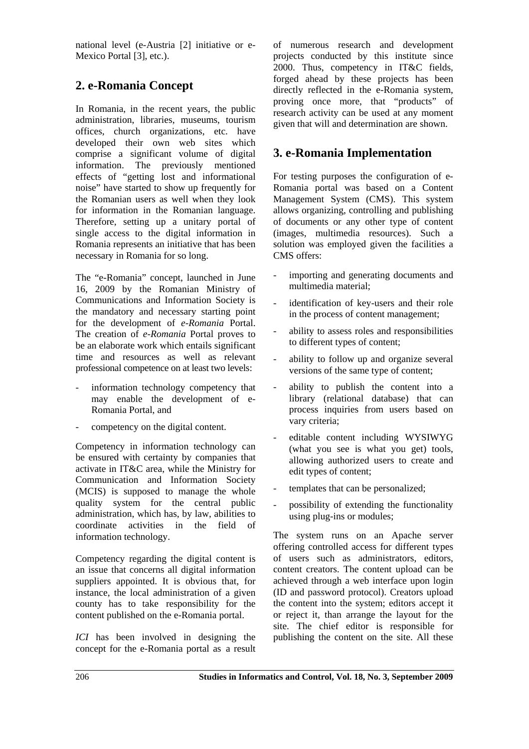national level (e-Austria [2] initiative or e-Mexico Portal [3], etc.).

## 2. e-Romania Concept

In Romania, in the recent years, the public administration, libraries, museums, tourism offices, church organizations, etc. have developed their own web sites which comprise a significant volume of digital information. The previously mentioned effects of "getting lost and informational noise" have started to show up frequently for the Romanian users as well when they look for information in the Romanian language. Therefore, setting up a unitary portal of single access to the digital information in Romania represents an initiative that has been necessary in Romania for so long.

The "e-Romania" concept, launched in June 16, 2009 by the Romanian Ministry of Communications and Information Society is the mandatory and necessary starting point for the development of *e-Romania* Portal. The creation of *e-Romania* Portal proves to be an elaborate work which entails significant time and resources as well as relevant professional competence on at least two levels:

- information technology competency that may enable the development of e-Romania Portal, and
- competency on the digital content.

Competency in information technology can be ensured with certainty by companies that activate in IT&C area, while the Ministry for Communication and Information Society (MCIS) is supposed to manage the whole quality system for the central public administration, which has, by law, abilities to coordinate activities in the field of information technology.

Competency regarding the digital content is an issue that concerns all digital information suppliers appointed. It is obvious that, for instance, the local administration of a given county has to take responsibility for the content published on the e-Romania portal.

*ICI* has been involved in designing the concept for the e-Romania portal as a result of numerous research and development projects conducted by this institute since 2000. Thus, competency in IT&C fields, forged ahead by these projects has been directly reflected in the e-Romania system, proving once more, that "products" of research activity can be used at any moment given that will and determination are shown.

## 3. e-Romania Implementation

For testing purposes the configuration of e-Romania portal was based on a Content Management System (CMS). This system allows organizing, controlling and publishing of documents or any other type of content (images, multimedia resources). Such a solution was employed given the facilities a CMS offers:

- importing and generating documents and multimedia material;
- identification of key-users and their role in the process of content management;
- ability to assess roles and responsibilities to different types of content;
- ability to follow up and organize several versions of the same type of content;
- ability to publish the content into a library (relational database) that can process inquiries from users based on vary criteria;
- editable content including WYSIWYG (what you see is what you get) tools, allowing authorized users to create and edit types of content;
- templates that can be personalized;
- possibility of extending the functionality using plug-ins or modules;

The system runs on an Apache server offering controlled access for different types of users such as administrators, editors, content creators. The content upload can be achieved through a web interface upon login (ID and password protocol). Creators upload the content into the system; editors accept it or reject it, than arrange the layout for the site. The chief editor is responsible for publishing the content on the site. All these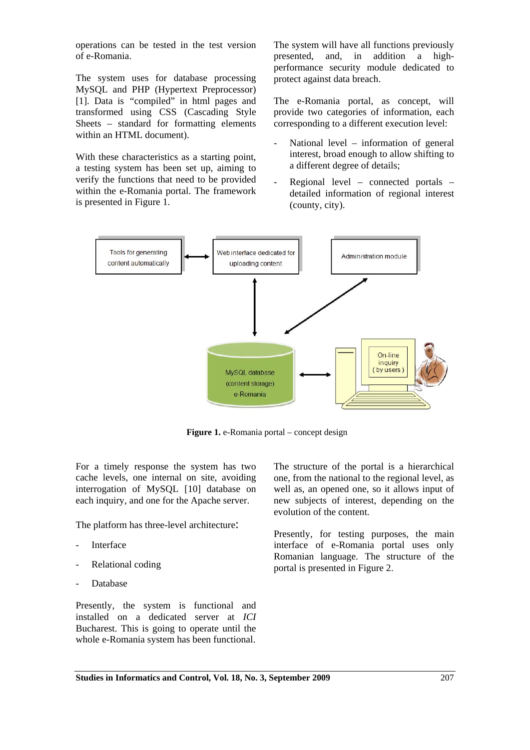operations can be tested in the test version of e-Romania.

The system uses for database processing MySQL and PHP (Hypertext Preprocessor) [1]. Data is "compiled" in html pages and transformed using CSS (Cascading Style Sheets – standard for formatting elements within an HTML document).

With these characteristics as a starting point, a testing system has been set up, aiming to verify the functions that need to be provided within the e-Romania portal. The framework is presented in Figure 1.

The system will have all functions previously presented, and, in addition a high-performance security module dedicated to protect against data breach.

The e-Romania portal, as concept, will provide two categories of information, each corresponding to a different execution level:

- National level – information of general interest, broad enough to allow shifting to a different degree of details;
- Regional level – connected portals – detailed information of regional interest (county, city).

**Figure 1.** e-Romania portal – concept design

For a timely response the system has two cache levels, one internal on site, avoiding interrogation of MySQL [10] database on each inquiry, and one for the Apache server.

The platform has three-level architecture:

- Interface
- Relational coding
- Database

Presently, the system is functional and installed on a dedicated server at *ICI* Bucharest. This is going to operate until the whole e-Romania system has been functional.

The structure of the portal is a hierarchical one, from the national to the regional level, as well as, an opened one, so it allows input of new subjects of interest, depending on the evolution of the content.

Presently, for testing purposes, the main interface of e-Romania portal uses only Romanian language. The structure of the portal is presented in Figure 2.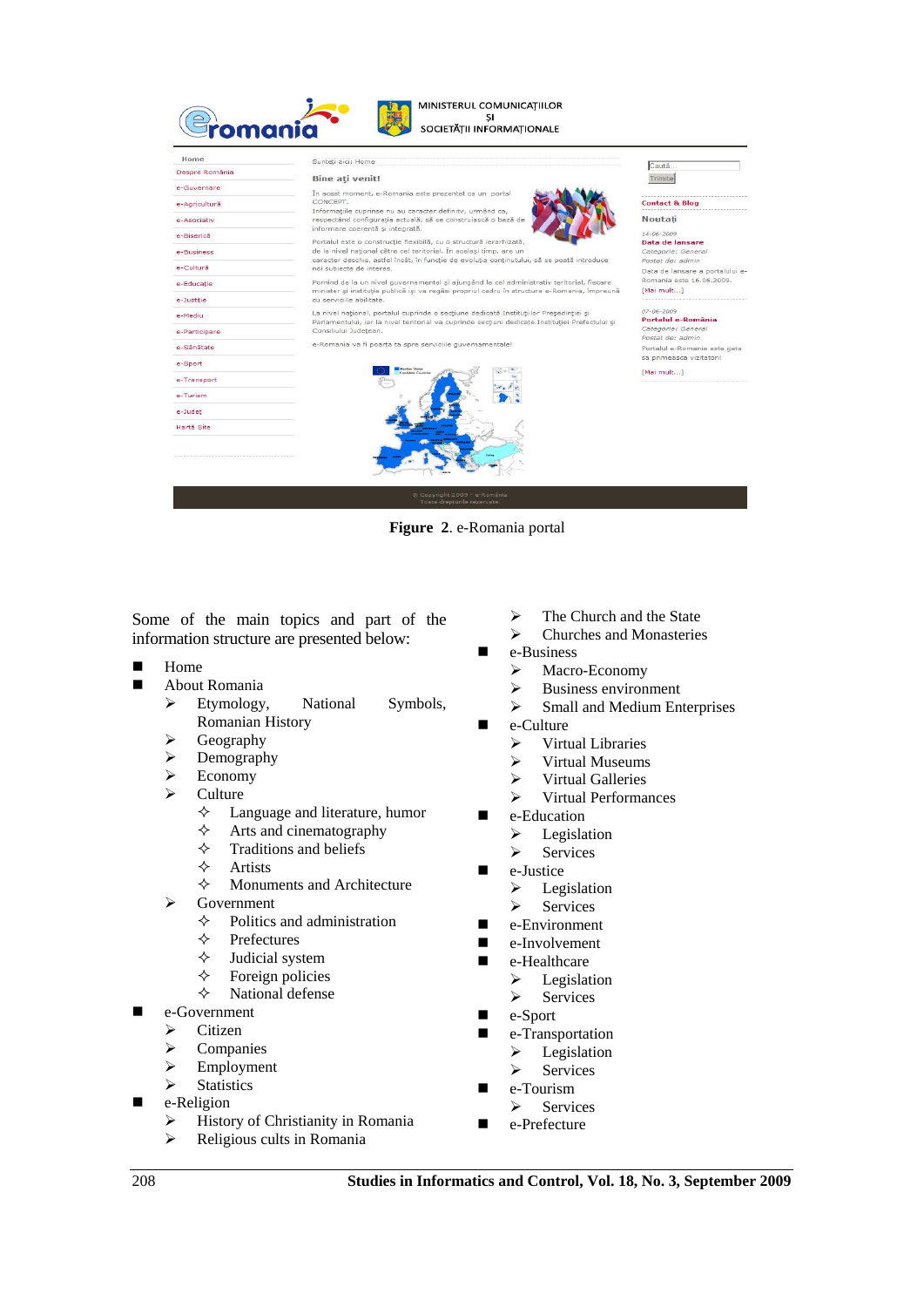**Figure 2**. e-Romania portal

Some of the main topics and part of the information structure are presented below:

- Home
- About Romania
  - Etymology, National Symbols, Romanian History
  - Geography
  - Demography
  - Economy
  - Culture
    - Language and literature, humor
    - Arts and cinematography
    - Traditions and beliefs
    - Artists
    - Monuments and Architecture
  - Government
    - Politics and administration
    - Prefectures
    - Judicial system
    - Foreign policies
    - National defense
- e-Government
  - Citizen
  - Companies
  - Employment
  - Statistics
- e-Religion
  - History of Christianity in Romania
  - Religious cults in Romania
  - The Church and the State
  - Churches and Monasteries
- e-Business
  - Macro-Economy
  - Business environment
  - Small and Medium Enterprises
- e-Culture
  - Virtual Libraries
  - Virtual Museums
  - Virtual Galleries
  - Virtual Performances
- e-Education
  - Legislation
  - Services
- e-Justice
  - Legislation
  - Services
- e-Environment
- e-Involvement
- e-Healthcare
  - Legislation
  - Services
- e-Sport
- e-Transportation
  - Legislation
  - Services
- e-Tourism
  - Services
- e-Prefecture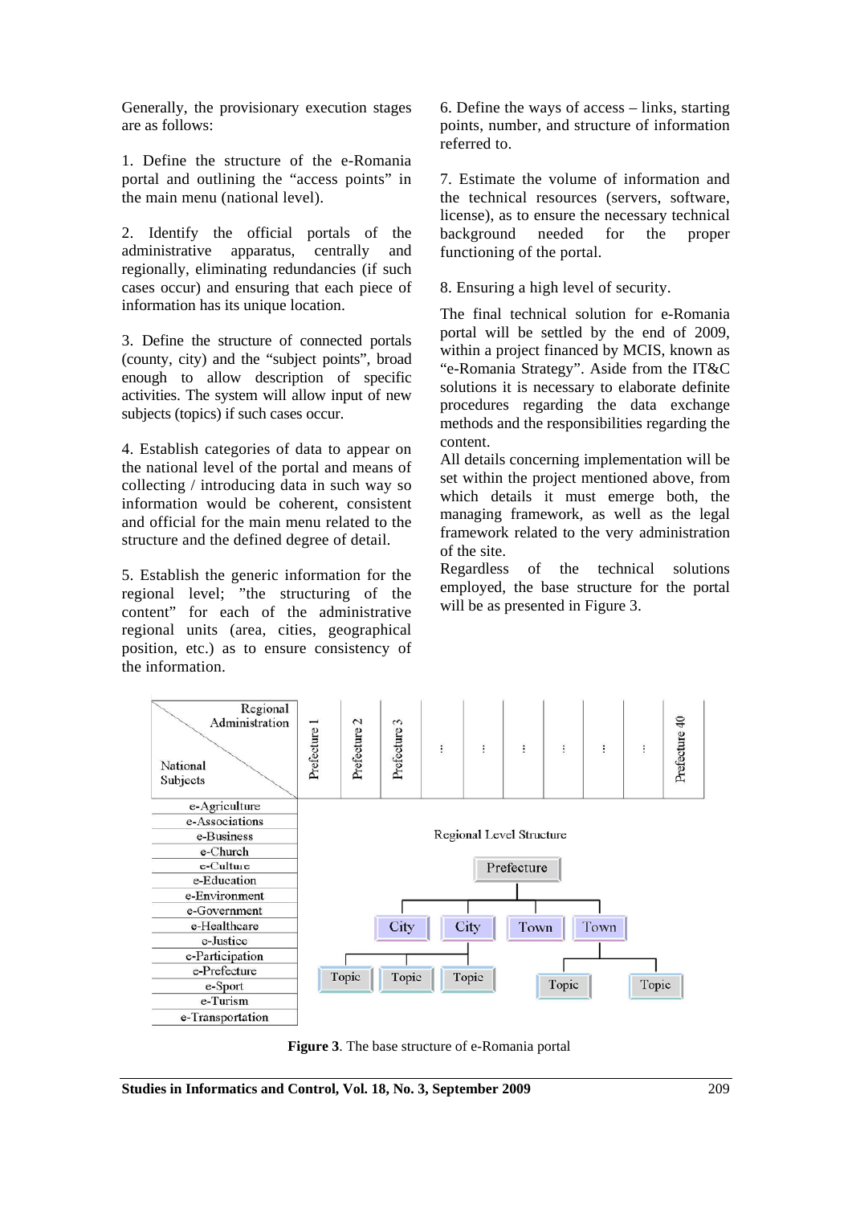Generally, the provisionary execution stages are as follows:

1. Define the structure of the e-Romania portal and outlining the "access points" in the main menu (national level).

2. Identify the official portals of the administrative apparatus, centrally and regionally, eliminating redundancies (if such cases occur) and ensuring that each piece of information has its unique location.

3. Define the structure of connected portals (county, city) and the "subject points", broad enough to allow description of specific activities. The system will allow input of new subjects (topics) if such cases occur.

4. Establish categories of data to appear on the national level of the portal and means of collecting / introducing data in such way so information would be coherent, consistent and official for the main menu related to the structure and the defined degree of detail.

5. Establish the generic information for the regional level; "the structuring of the content" for each of the administrative regional units (area, cities, geographical position, etc.) as to ensure consistency of the information.

6. Define the ways of access – links, starting points, number, and structure of information referred to.

7. Estimate the volume of information and the technical resources (servers, software, license), as to ensure the necessary technical background needed for the proper functioning of the portal.

8. Ensuring a high level of security.

The final technical solution for e-Romania portal will be settled by the end of 2009, within a project financed by MCIS, known as "e-Romania Strategy". Aside from the IT&C solutions it is necessary to elaborate definite procedures regarding the data exchange methods and the responsibilities regarding the content.

All details concerning implementation will be set within the project mentioned above, from which details it must emerge both, the managing framework, as well as the legal framework related to the very administration of the site.

Regardless of the technical solutions employed, the base structure for the portal will be as presented in Figure 3.

| Regional Administration / National Subjects | Prefecture 1 | Prefecture 2 | Prefecture 3 | ... | ... | ... | ... | ... | ... | Prefecture 40 |
|---|---|---|---|---|---|---|---|---|---|---|
| e-Agriculture | | | | | | | | | | |
| e-Associations | | | | | | | | | | |
| e-Business | | | | | | | | | | |
| e-Church | | | | | | | | | | |
| e-Culture | | | | | | | | | | |
| e-Education | | | | | | | | | | |
| e-Environment | | | | | | | | | | |
| e-Government | | | | | | | | | | |
| e-Healthcare | | | | | | | | | | |
| e-Justice | | | | | | | | | | |
| e-Participation | | | | | | | | | | |
| e-Prefecture | | | | | | | | | | |
| e-Sport | | | | | | | | | | |
| e-Turism | | | | | | | | | | |
| e-Transportation | | | | | | | | | | |

Regional Level Structure: Prefecture → City, City, Town, Town → Topic, Topic, Topic (under the cities); Topic, Topic (under the towns)

**Figure 3**. The base structure of e-Romania portal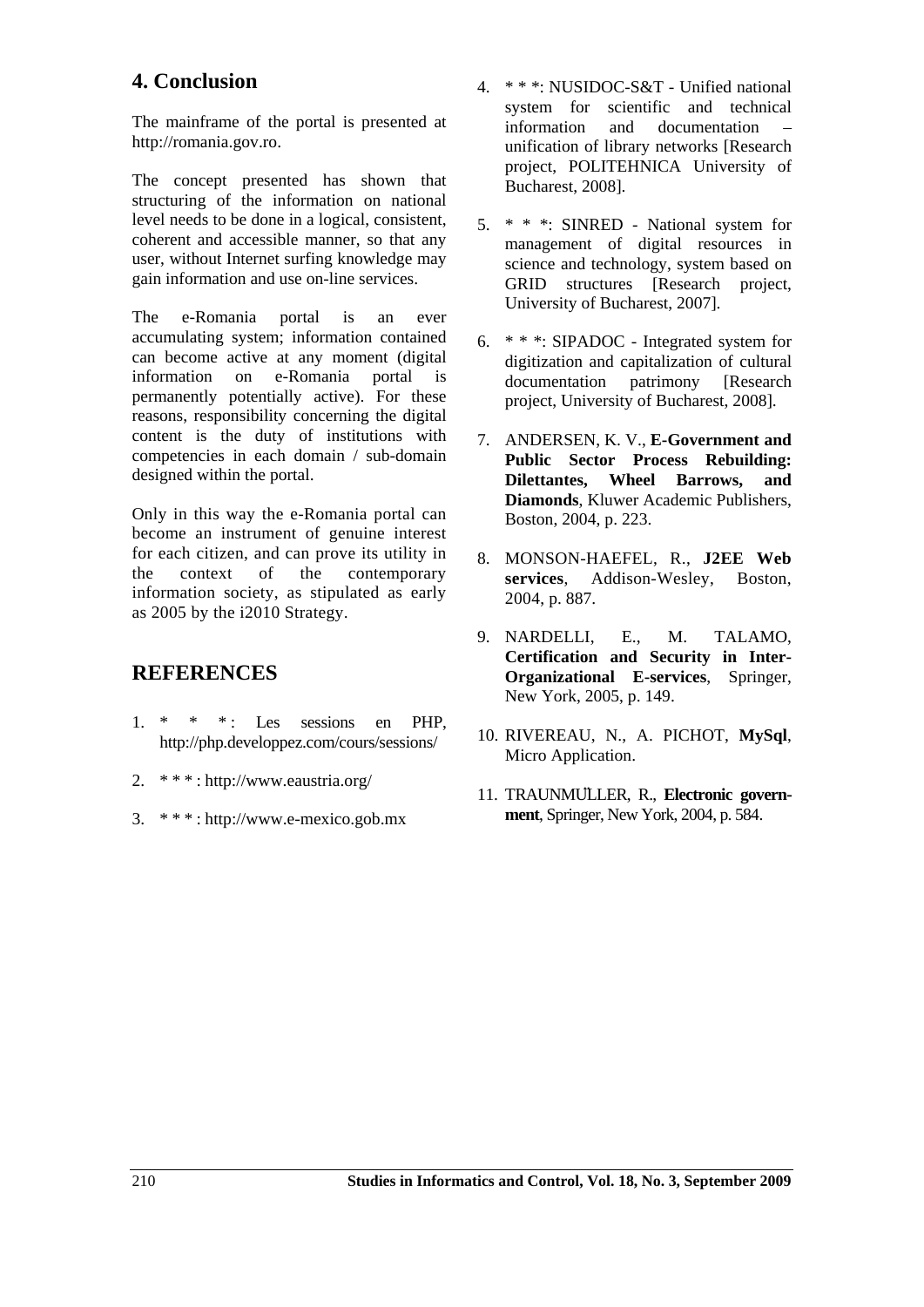## 4. Conclusion

The mainframe of the portal is presented at http://romania.gov.ro.

The concept presented has shown that structuring of the information on national level needs to be done in a logical, consistent, coherent and accessible manner, so that any user, without Internet surfing knowledge may gain information and use on-line services.

The e-Romania portal is an ever accumulating system; information contained can become active at any moment (digital information on e-Romania portal is permanently potentially active). For these reasons, responsibility concerning the digital content is the duty of institutions with competencies in each domain / sub-domain designed within the portal.

Only in this way the e-Romania portal can become an instrument of genuine interest for each citizen, and can prove its utility in the context of the contemporary information society, as stipulated as early as 2005 by the i2010 Strategy.

## REFERENCES

1. * * * : Les sessions en PHP, http://php.developpez.com/cours/sessions/
2. * * * : http://www.eaustria.org/
3. * * * : http://www.e-mexico.gob.mx
4. * * *: NUSIDOC-S&T - Unified national system for scientific and technical information and documentation – unification of library networks [Research project, POLITEHNICA University of Bucharest, 2008].
5. * * *: SINRED - National system for management of digital resources in science and technology, system based on GRID structures [Research project, University of Bucharest, 2007].
6. * * *: SIPADOC - Integrated system for digitization and capitalization of cultural documentation patrimony [Research project, University of Bucharest, 2008].
7. ANDERSEN, K. V., **E-Government and Public Sector Process Rebuilding: Dilettantes, Wheel Barrows, and Diamonds**, Kluwer Academic Publishers, Boston, 2004, p. 223.
8. MONSON-HAEFEL, R., **J2EE Web services**, Addison-Wesley, Boston, 2004, p. 887.
9. NARDELLI, E., M. TALAMO, **Certification and Security in Inter-Organizational E-services**, Springer, New York, 2005, p. 149.
10. RIVEREAU, N., A. PICHOT, **MySql**, Micro Application.
11. TRAUNMULLER, R., **Electronic government**, Springer, New York, 2004, p. 584.